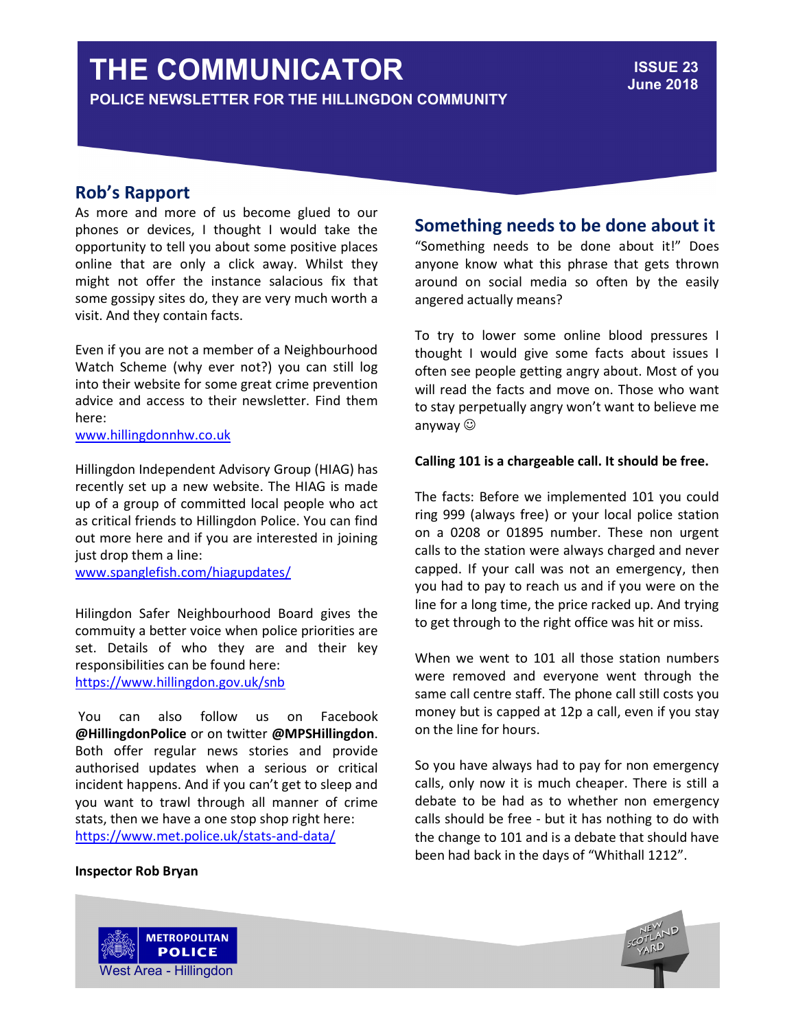# THE COMMUNICATOR

**POLICE NEWSLETTER FOR THE HILLINGDON COMMUNITY**

**ISSUE 23**
**June 2018**

## Rob's Rapport

As more and more of us become glued to our phones or devices, I thought I would take the opportunity to tell you about some positive places online that are only a click away. Whilst they might not offer the instance salacious fix that some gossipy sites do, they are very much worth a visit. And they contain facts.

Even if you are not a member of a Neighbourhood Watch Scheme (why ever not?) you can still log into their website for some great crime prevention advice and access to their newsletter. Find them here:
www.hillingdonnhw.co.uk

Hillingdon Independent Advisory Group (HIAG) has recently set up a new website. The HIAG is made up of a group of committed local people who act as critical friends to Hillingdon Police. You can find out more here and if you are interested in joining just drop them a line:
www.spanglefish.com/hiagupdates/

Hilingdon Safer Neighbourhood Board gives the commuity a better voice when police priorities are set. Details of who they are and their key responsibilities can be found here:
https://www.hillingdon.gov.uk/snb

You can also follow us on Facebook **@HillingdonPolice** or on twitter **@MPSHillingdon**. Both offer regular news stories and provide authorised updates when a serious or critical incident happens. And if you can't get to sleep and you want to trawl through all manner of crime stats, then we have a one stop shop right here:
https://www.met.police.uk/stats-and-data/

**Inspector Rob Bryan**

## Something needs to be done about it

"Something needs to be done about it!" Does anyone know what this phrase that gets thrown around on social media so often by the easily angered actually means?

To try to lower some online blood pressures I thought I would give some facts about issues I often see people getting angry about. Most of you will read the facts and move on. Those who want to stay perpetually angry won't want to believe me anyway ☺

**Calling 101 is a chargeable call. It should be free.**

The facts: Before we implemented 101 you could ring 999 (always free) or your local police station on a 0208 or 01895 number. These non urgent calls to the station were always charged and never capped. If your call was not an emergency, then you had to pay to reach us and if you were on the line for a long time, the price racked up. And trying to get through to the right office was hit or miss.

When we went to 101 all those station numbers were removed and everyone went through the same call centre staff. The phone call still costs you money but is capped at 12p a call, even if you stay on the line for hours.

So you have always had to pay for non emergency calls, only now it is much cheaper. There is still a debate to be had as to whether non emergency calls should be free - but it has nothing to do with the change to 101 and is a debate that should have been had back in the days of "Whithall 1212".

METROPOLITAN POLICE
West Area - Hillingdon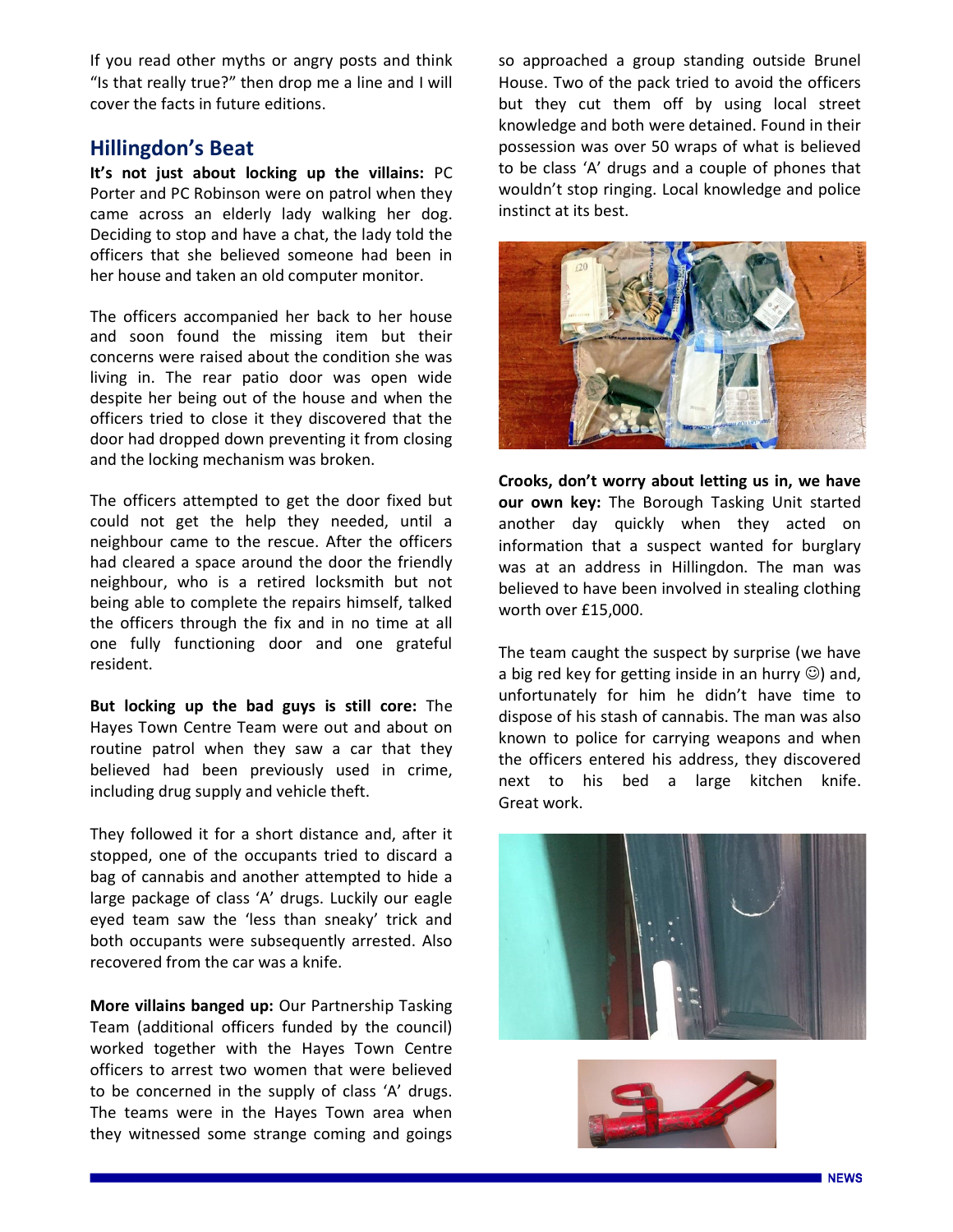If you read other myths or angry posts and think "Is that really true?" then drop me a line and I will cover the facts in future editions.

## Hillingdon's Beat

**It's not just about locking up the villains:** PC Porter and PC Robinson were on patrol when they came across an elderly lady walking her dog. Deciding to stop and have a chat, the lady told the officers that she believed someone had been in her house and taken an old computer monitor.

The officers accompanied her back to her house and soon found the missing item but their concerns were raised about the condition she was living in. The rear patio door was open wide despite her being out of the house and when the officers tried to close it they discovered that the door had dropped down preventing it from closing and the locking mechanism was broken.

The officers attempted to get the door fixed but could not get the help they needed, until a neighbour came to the rescue. After the officers had cleared a space around the door the friendly neighbour, who is a retired locksmith but not being able to complete the repairs himself, talked the officers through the fix and in no time at all one fully functioning door and one grateful resident.

**But locking up the bad guys is still core:** The Hayes Town Centre Team were out and about on routine patrol when they saw a car that they believed had been previously used in crime, including drug supply and vehicle theft.

They followed it for a short distance and, after it stopped, one of the occupants tried to discard a bag of cannabis and another attempted to hide a large package of class 'A' drugs. Luckily our eagle eyed team saw the 'less than sneaky' trick and both occupants were subsequently arrested. Also recovered from the car was a knife.

**More villains banged up:** Our Partnership Tasking Team (additional officers funded by the council) worked together with the Hayes Town Centre officers to arrest two women that were believed to be concerned in the supply of class 'A' drugs. The teams were in the Hayes Town area when they witnessed some strange coming and goings so approached a group standing outside Brunel House. Two of the pack tried to avoid the officers but they cut them off by using local street knowledge and both were detained. Found in their possession was over 50 wraps of what is believed to be class 'A' drugs and a couple of phones that wouldn't stop ringing. Local knowledge and police instinct at its best.

**Crooks, don't worry about letting us in, we have our own key:** The Borough Tasking Unit started another day quickly when they acted on information that a suspect wanted for burglary was at an address in Hillingdon. The man was believed to have been involved in stealing clothing worth over £15,000.

The team caught the suspect by surprise (we have a big red key for getting inside in an hurry ☺) and, unfortunately for him he didn't have time to dispose of his stash of cannabis. The man was also known to police for carrying weapons and when the officers entered his address, they discovered next to his bed a large kitchen knife. Great work.